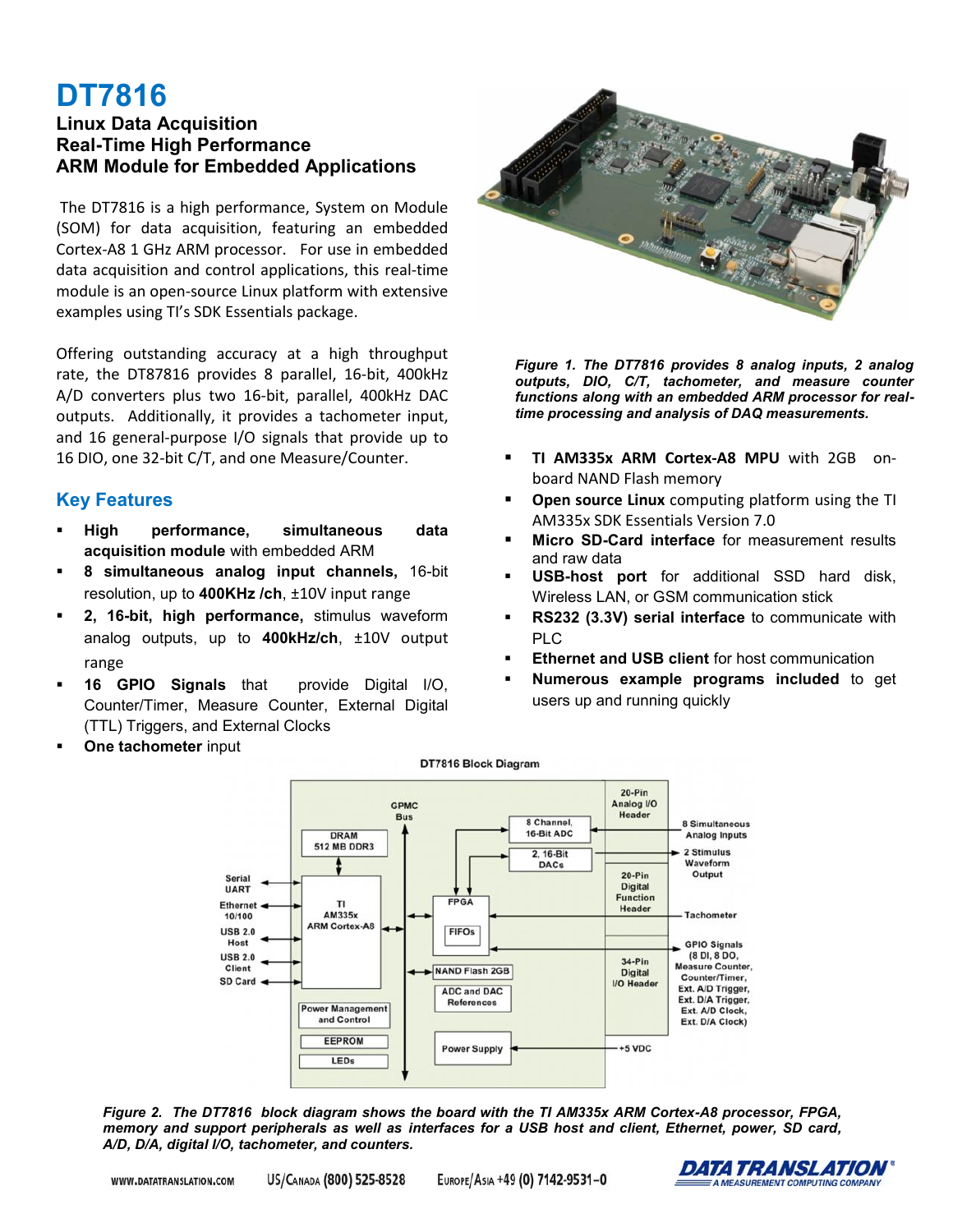# DT7816

## Linux Data Acquisition
## Real-Time High Performance
## ARM Module for Embedded Applications

The DT7816 is a high performance, System on Module (SOM) for data acquisition, featuring an embedded Cortex-A8 1 GHz ARM processor. For use in embedded data acquisition and control applications, this real-time module is an open-source Linux platform with extensive examples using TI's SDK Essentials package.

Offering outstanding accuracy at a high throughput rate, the DT87816 provides 8 parallel, 16-bit, 400kHz A/D converters plus two 16-bit, parallel, 400kHz DAC outputs. Additionally, it provides a tachometer input, and 16 general-purpose I/O signals that provide up to 16 DIO, one 32-bit C/T, and one Measure/Counter.

*Figure 1. The DT7816 provides 8 analog inputs, 2 analog outputs, DIO, C/T, tachometer, and measure counter functions along with an embedded ARM processor for real-time processing and analysis of DAQ measurements.*

## Key Features

- **High performance, simultaneous data acquisition module** with embedded ARM
- **8 simultaneous analog input channels,** 16-bit resolution, up to **400KHz /ch**, ±10V input range
- **2, 16-bit, high performance,** stimulus waveform analog outputs, up to **400kHz/ch**, ±10V output range
- **16 GPIO Signals** that provide Digital I/O, Counter/Timer, Measure Counter, External Digital (TTL) Triggers, and External Clocks
- **One tachometer** input
- **TI AM335x ARM Cortex-A8 MPU** with 2GB on-board NAND Flash memory
- **Open source Linux** computing platform using the TI AM335x SDK Essentials Version 7.0
- **Micro SD-Card interface** for measurement results and raw data
- **USB-host port** for additional SSD hard disk, Wireless LAN, or GSM communication stick
- **RS232 (3.3V) serial interface** to communicate with PLC
- **Ethernet and USB client** for host communication
- **Numerous example programs included** to get users up and running quickly

DT7816 Block Diagram

GPMC Bus
DRAM 512 MB DDR3
TI AM335x ARM Cortex-A8
Serial UART
Ethernet 10/100
USB 2.0 Host
USB 2.0 Client
SD Card
Power Management and Control
EEPROM
LEDs
8 Channel, 16-Bit ADC
2, 16-Bit DACs
FPGA
FIFOs
NAND Flash 2GB
ADC and DAC References
Power Supply
20-Pin Analog I/O Header
20-Pin Digital Function Header
34-Pin Digital I/O Header
8 Simultaneous Analog Inputs
2 Stimulus Waveform Output
Tachometer
GPIO Signals (8 DI, 8 DO, Measure Counter, Counter/Timer, Ext. A/D Trigger, Ext. D/A Trigger, Ext. A/D Clock, Ext. D/A Clock)
+5 VDC

*Figure 2. The DT7816 block diagram shows the board with the TI AM335x ARM Cortex-A8 processor, FPGA, memory and support peripherals as well as interfaces for a USB host and client, Ethernet, power, SD card, A/D, D/A, digital I/O, tachometer, and counters.*

WWW.DATATRANSLATION.COM US/CANADA (800) 525-8528 EUROPE/ASIA +49 (0) 7142-9531-0

DATA TRANSLATION® A MEASUREMENT COMPUTING COMPANY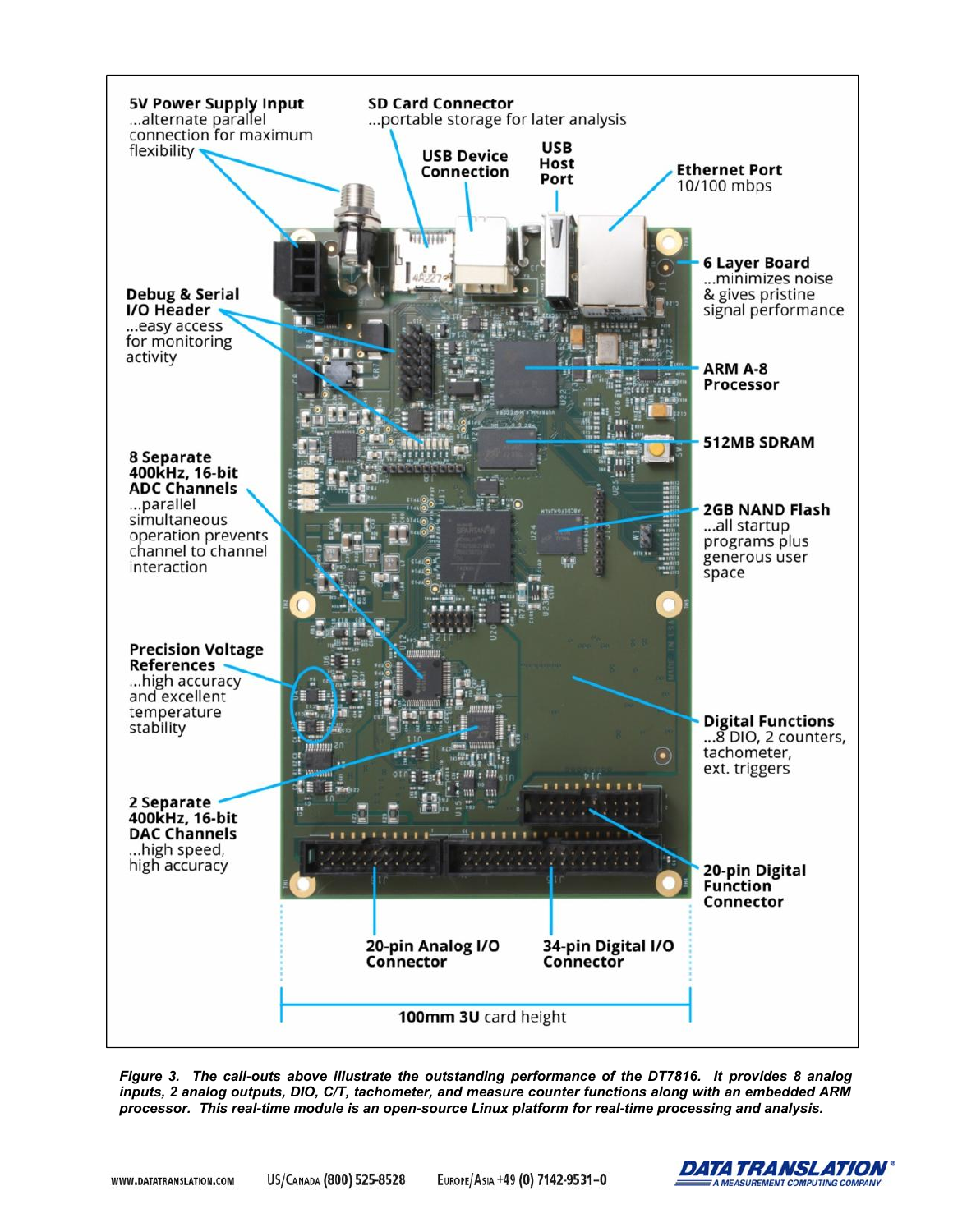5V Power Supply Input
...alternate parallel connection for maximum flexibility

SD Card Connector
...portable storage for later analysis

USB Device Connection

USB Host Port

Ethernet Port
10/100 mbps

6 Layer Board
...minimizes noise & gives pristine signal performance

Debug & Serial I/O Header
...easy access for monitoring activity

ARM A-8 Processor

512MB SDRAM

8 Separate 400kHz, 16-bit ADC Channels
...parallel simultaneous operation prevents channel to channel interaction

2GB NAND Flash
...all startup programs plus generous user space

Precision Voltage References
...high accuracy and excellent temperature stability

Digital Functions
...8 DIO, 2 counters, tachometer, ext. triggers

2 Separate 400kHz, 16-bit DAC Channels
...high speed, high accuracy

20-pin Digital Function Connector

20-pin Analog I/O Connector

34-pin Digital I/O Connector

100mm 3U card height

*Figure 3. The call-outs above illustrate the outstanding performance of the DT7816. It provides 8 analog inputs, 2 analog outputs, DIO, C/T, tachometer, and measure counter functions along with an embedded ARM processor. This real-time module is an open-source Linux platform for real-time processing and analysis.*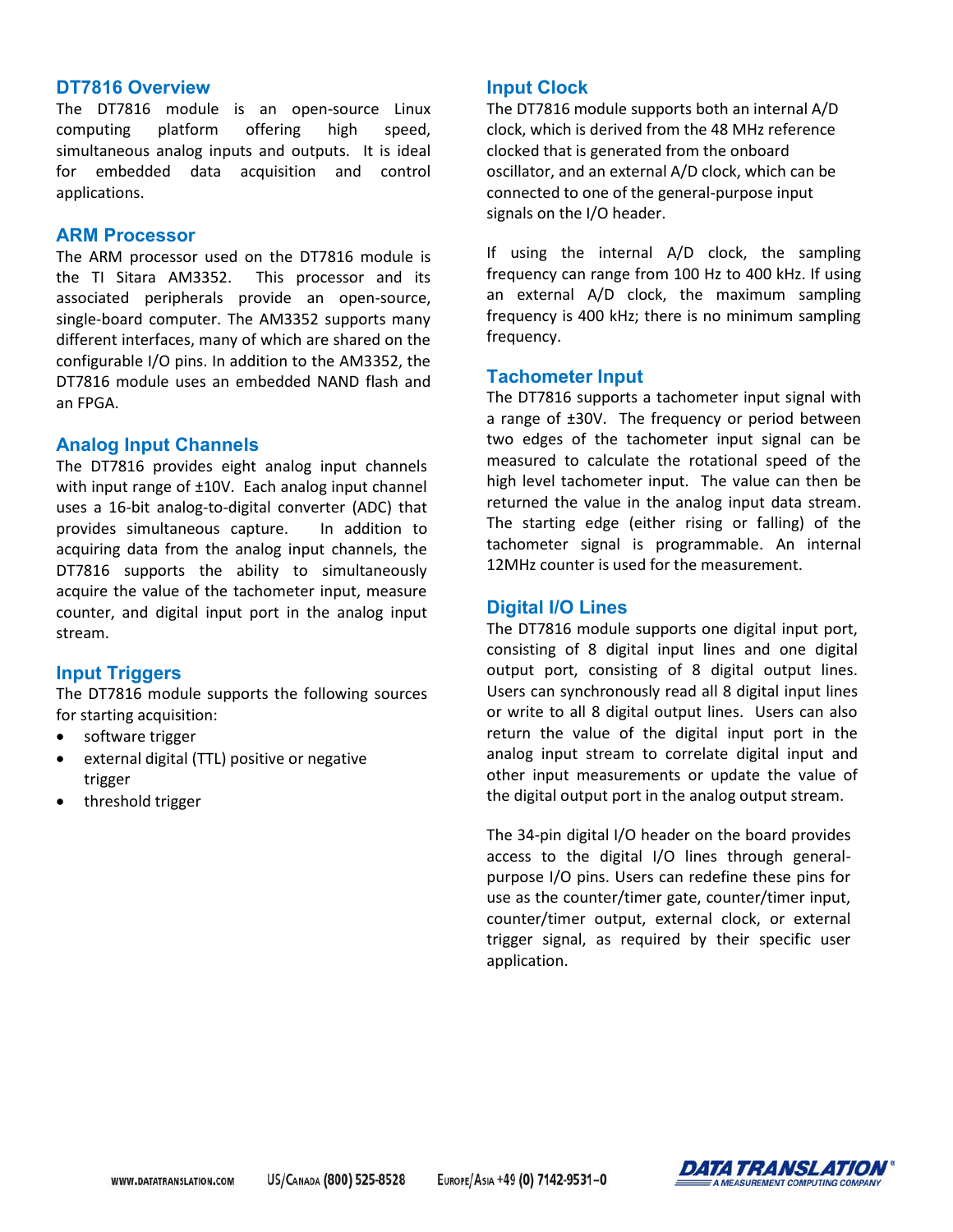## DT7816 Overview

The DT7816 module is an open-source Linux computing platform offering high speed, simultaneous analog inputs and outputs. It is ideal for embedded data acquisition and control applications.

## ARM Processor

The ARM processor used on the DT7816 module is the TI Sitara AM3352. This processor and its associated peripherals provide an open-source, single-board computer. The AM3352 supports many different interfaces, many of which are shared on the configurable I/O pins. In addition to the AM3352, the DT7816 module uses an embedded NAND flash and an FPGA.

## Analog Input Channels

The DT7816 provides eight analog input channels with input range of ±10V. Each analog input channel uses a 16-bit analog-to-digital converter (ADC) that provides simultaneous capture. In addition to acquiring data from the analog input channels, the DT7816 supports the ability to simultaneously acquire the value of the tachometer input, measure counter, and digital input port in the analog input stream.

## Input Triggers

The DT7816 module supports the following sources for starting acquisition:

- software trigger
- external digital (TTL) positive or negative trigger
- threshold trigger

## Input Clock

The DT7816 module supports both an internal A/D clock, which is derived from the 48 MHz reference clocked that is generated from the onboard oscillator, and an external A/D clock, which can be connected to one of the general-purpose input signals on the I/O header.

If using the internal A/D clock, the sampling frequency can range from 100 Hz to 400 kHz. If using an external A/D clock, the maximum sampling frequency is 400 kHz; there is no minimum sampling frequency.

## Tachometer Input

The DT7816 supports a tachometer input signal with a range of ±30V. The frequency or period between two edges of the tachometer input signal can be measured to calculate the rotational speed of the high level tachometer input. The value can then be returned the value in the analog input data stream. The starting edge (either rising or falling) of the tachometer signal is programmable. An internal 12MHz counter is used for the measurement.

## Digital I/O Lines

The DT7816 module supports one digital input port, consisting of 8 digital input lines and one digital output port, consisting of 8 digital output lines. Users can synchronously read all 8 digital input lines or write to all 8 digital output lines. Users can also return the value of the digital input port in the analog input stream to correlate digital input and other input measurements or update the value of the digital output port in the analog output stream.

The 34-pin digital I/O header on the board provides access to the digital I/O lines through general-purpose I/O pins. Users can redefine these pins for use as the counter/timer gate, counter/timer input, counter/timer output, external clock, or external trigger signal, as required by their specific user application.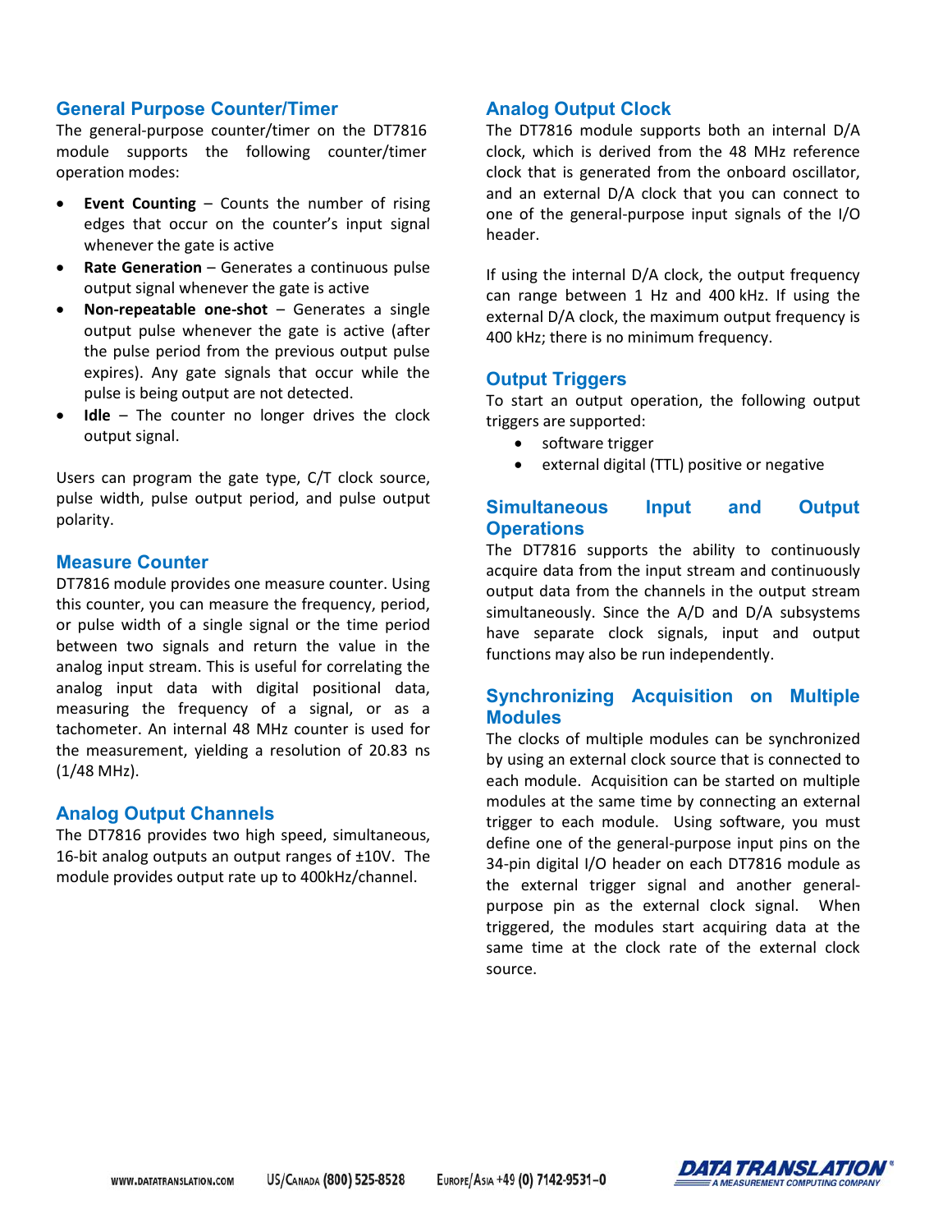## General Purpose Counter/Timer

The general-purpose counter/timer on the DT7816 module supports the following counter/timer operation modes:

- **Event Counting** – Counts the number of rising edges that occur on the counter's input signal whenever the gate is active
- **Rate Generation** – Generates a continuous pulse output signal whenever the gate is active
- **Non-repeatable one-shot** – Generates a single output pulse whenever the gate is active (after the pulse period from the previous output pulse expires). Any gate signals that occur while the pulse is being output are not detected.
- **Idle** – The counter no longer drives the clock output signal.

Users can program the gate type, C/T clock source, pulse width, pulse output period, and pulse output polarity.

## Measure Counter

DT7816 module provides one measure counter. Using this counter, you can measure the frequency, period, or pulse width of a single signal or the time period between two signals and return the value in the analog input stream. This is useful for correlating the analog input data with digital positional data, measuring the frequency of a signal, or as a tachometer. An internal 48 MHz counter is used for the measurement, yielding a resolution of 20.83 ns (1/48 MHz).

## Analog Output Channels

The DT7816 provides two high speed, simultaneous, 16-bit analog outputs an output ranges of ±10V. The module provides output rate up to 400kHz/channel.

## Analog Output Clock

The DT7816 module supports both an internal D/A clock, which is derived from the 48 MHz reference clock that is generated from the onboard oscillator, and an external D/A clock that you can connect to one of the general-purpose input signals of the I/O header.

If using the internal D/A clock, the output frequency can range between 1 Hz and 400 kHz. If using the external D/A clock, the maximum output frequency is 400 kHz; there is no minimum frequency.

## Output Triggers

To start an output operation, the following output triggers are supported:

- software trigger
- external digital (TTL) positive or negative

## Simultaneous Input and Output Operations

The DT7816 supports the ability to continuously acquire data from the input stream and continuously output data from the channels in the output stream simultaneously. Since the A/D and D/A subsystems have separate clock signals, input and output functions may also be run independently.

## Synchronizing Acquisition on Multiple Modules

The clocks of multiple modules can be synchronized by using an external clock source that is connected to each module. Acquisition can be started on multiple modules at the same time by connecting an external trigger to each module. Using software, you must define one of the general-purpose input pins on the 34-pin digital I/O header on each DT7816 module as the external trigger signal and another general-purpose pin as the external clock signal. When triggered, the modules start acquiring data at the same time at the clock rate of the external clock source.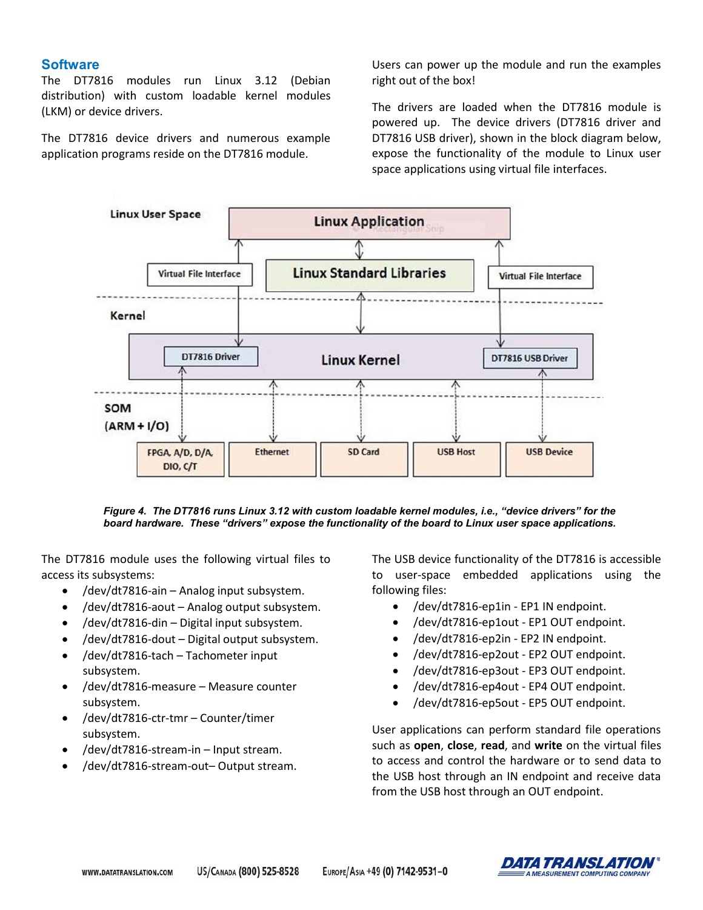## Software

The DT7816 modules run Linux 3.12 (Debian distribution) with custom loadable kernel modules (LKM) or device drivers.

The DT7816 device drivers and numerous example application programs reside on the DT7816 module.

Users can power up the module and run the examples right out of the box!

The drivers are loaded when the DT7816 module is powered up. The device drivers (DT7816 driver and DT7816 USB driver), shown in the block diagram below, expose the functionality of the module to Linux user space applications using virtual file interfaces.

Linux User Space
Linux Application
Virtual File Interface
Linux Standard Libraries
Virtual File Interface
Kernel
DT7816 Driver
Linux Kernel
DT7816 USB Driver
SOM
(ARM + I/O)
FPGA, A/D, D/A, DIO, C/T
Ethernet
SD Card
USB Host
USB Device

***Figure 4. The DT7816 runs Linux 3.12 with custom loadable kernel modules, i.e., "device drivers" for the board hardware. These "drivers" expose the functionality of the board to Linux user space applications.***

The DT7816 module uses the following virtual files to access its subsystems:

- /dev/dt7816-ain – Analog input subsystem.
- /dev/dt7816-aout – Analog output subsystem.
- /dev/dt7816-din – Digital input subsystem.
- /dev/dt7816-dout – Digital output subsystem.
- /dev/dt7816-tach – Tachometer input subsystem.
- /dev/dt7816-measure – Measure counter subsystem.
- /dev/dt7816-ctr-tmr – Counter/timer subsystem.
- /dev/dt7816-stream-in – Input stream.
- /dev/dt7816-stream-out– Output stream.

The USB device functionality of the DT7816 is accessible to user-space embedded applications using the following files:

- /dev/dt7816-ep1in - EP1 IN endpoint.
- /dev/dt7816-ep1out - EP1 OUT endpoint.
- /dev/dt7816-ep2in - EP2 IN endpoint.
- /dev/dt7816-ep2out - EP2 OUT endpoint.
- /dev/dt7816-ep3out - EP3 OUT endpoint.
- /dev/dt7816-ep4out - EP4 OUT endpoint.
- /dev/dt7816-ep5out - EP5 OUT endpoint.

User applications can perform standard file operations such as **open**, **close**, **read**, and **write** on the virtual files to access and control the hardware or to send data to the USB host through an IN endpoint and receive data from the USB host through an OUT endpoint.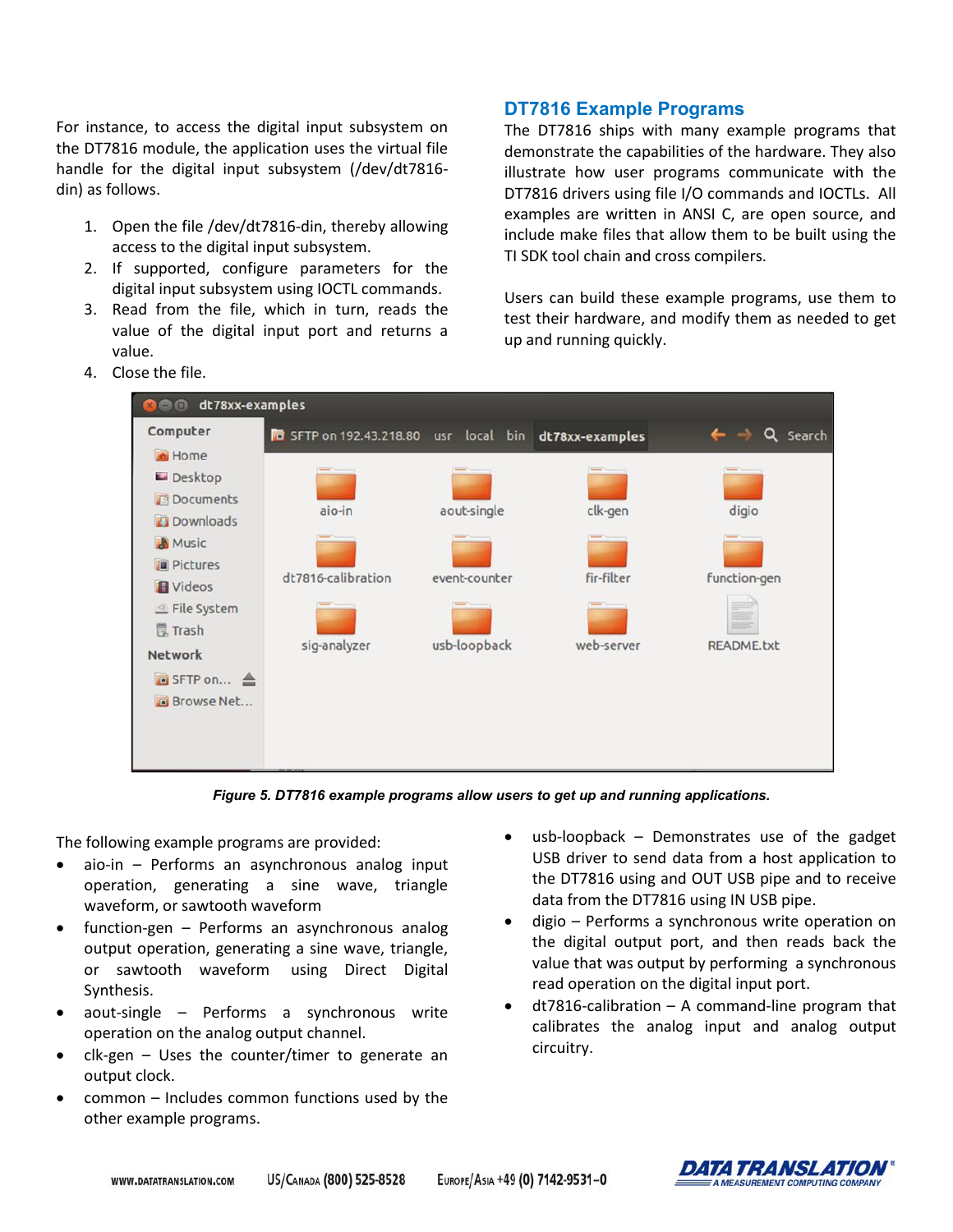For instance, to access the digital input subsystem on the DT7816 module, the application uses the virtual file handle for the digital input subsystem (/dev/dt7816-din) as follows.

1. Open the file /dev/dt7816-din, thereby allowing access to the digital input subsystem.
2. If supported, configure parameters for the digital input subsystem using IOCTL commands.
3. Read from the file, which in turn, reads the value of the digital input port and returns a value.
4. Close the file.

## DT7816 Example Programs

The DT7816 ships with many example programs that demonstrate the capabilities of the hardware. They also illustrate how user programs communicate with the DT7816 drivers using file I/O commands and IOCTLs. All examples are written in ANSI C, are open source, and include make files that allow them to be built using the TI SDK tool chain and cross compilers.

Users can build these example programs, use them to test their hardware, and modify them as needed to get up and running quickly.

*Figure 5. DT7816 example programs allow users to get up and running applications.*

The following example programs are provided:

- aio-in – Performs an asynchronous analog input operation, generating a sine wave, triangle waveform, or sawtooth waveform
- function-gen – Performs an asynchronous analog output operation, generating a sine wave, triangle, or sawtooth waveform using Direct Digital Synthesis.
- aout-single – Performs a synchronous write operation on the analog output channel.
- clk-gen – Uses the counter/timer to generate an output clock.
- common – Includes common functions used by the other example programs.
- usb-loopback – Demonstrates use of the gadget USB driver to send data from a host application to the DT7816 using and OUT USB pipe and to receive data from the DT7816 using IN USB pipe.
- digio – Performs a synchronous write operation on the digital output port, and then reads back the value that was output by performing a synchronous read operation on the digital input port.
- dt7816-calibration – A command-line program that calibrates the analog input and analog output circuitry.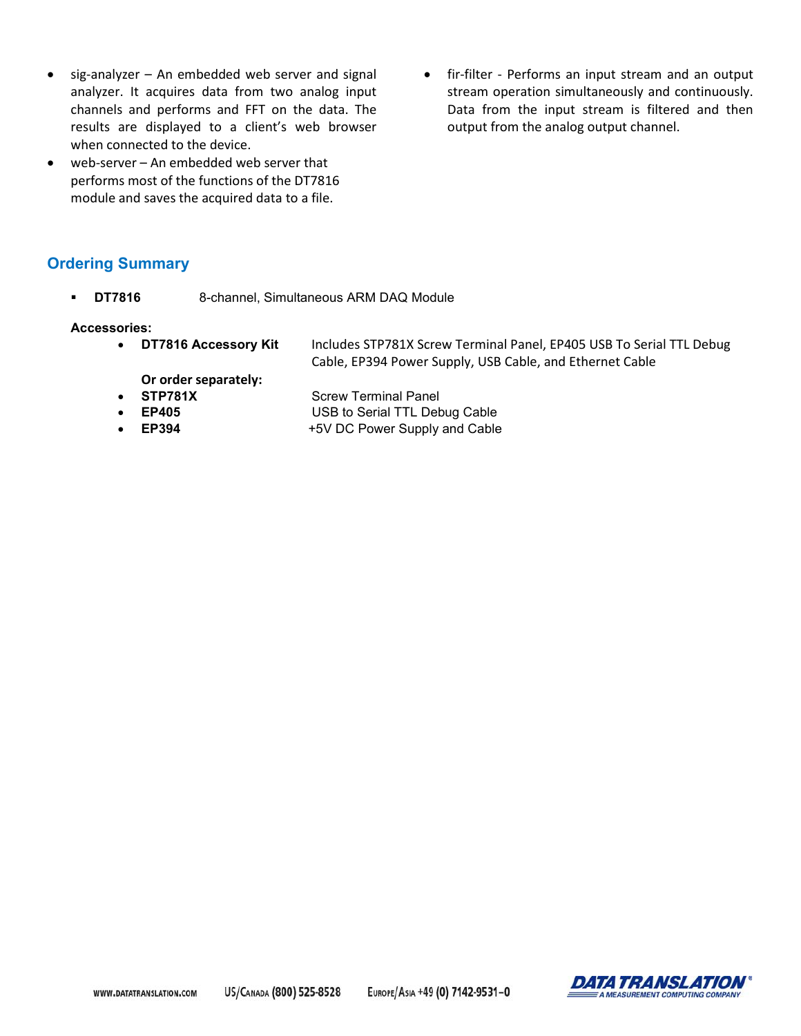- sig-analyzer – An embedded web server and signal analyzer. It acquires data from two analog input channels and performs and FFT on the data. The results are displayed to a client's web browser when connected to the device.
- web-server – An embedded web server that performs most of the functions of the DT7816 module and saves the acquired data to a file.
- fir-filter - Performs an input stream and an output stream operation simultaneously and continuously. Data from the input stream is filtered and then output from the analog output channel.

## Ordering Summary

- **DT7816** 8-channel, Simultaneous ARM DAQ Module

**Accessories:**

- **DT7816 Accessory Kit** Includes STP781X Screw Terminal Panel, EP405 USB To Serial TTL Debug Cable, EP394 Power Supply, USB Cable, and Ethernet Cable

**Or order separately:**

- **STP781X** Screw Terminal Panel
- **EP405** USB to Serial TTL Debug Cable
- **EP394** +5V DC Power Supply and Cable